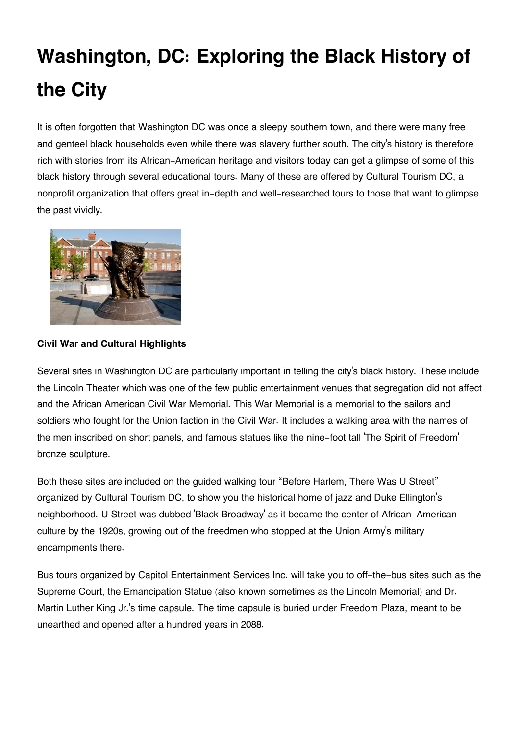# Washington, DC: Exploring the Black History of the City

It is often forgotten that Washington DC was once a sleepy southern town, and there were many free and genteel black households even while there was slavery further south. The city's history is therefore rich with stories from its African-American heritage and visitors today can get a glimpse of some of this black history through several educational tours. Many of these are offered by Cultural Tourism DC, a nonprofit organization that offers great in-depth and well-researched tours to those that want to glimpse the past vividly.

**Civil War and Cultural Highlights**

Several sites in Washington DC are particularly important in telling the city's black history. These include the Lincoln Theater which was one of the few public entertainment venues that segregation did not affect and the African American Civil War Memorial. This War Memorial is a memorial to the sailors and soldiers who fought for the Union faction in the Civil War. It includes a walking area with the names of the men inscribed on short panels, and famous statues like the nine-foot tall 'The Spirit of Freedom' bronze sculpture.

Both these sites are included on the guided walking tour "Before Harlem, There Was U Street" organized by Cultural Tourism DC, to show you the historical home of jazz and Duke Ellington's neighborhood. U Street was dubbed 'Black Broadway' as it became the center of African-American culture by the 1920s, growing out of the freedmen who stopped at the Union Army's military encampments there.

Bus tours organized by Capitol Entertainment Services Inc. will take you to off-the-bus sites such as the Supreme Court, the Emancipation Statue (also known sometimes as the Lincoln Memorial) and Dr. Martin Luther King Jr.'s time capsule. The time capsule is buried under Freedom Plaza, meant to be unearthed and opened after a hundred years in 2088.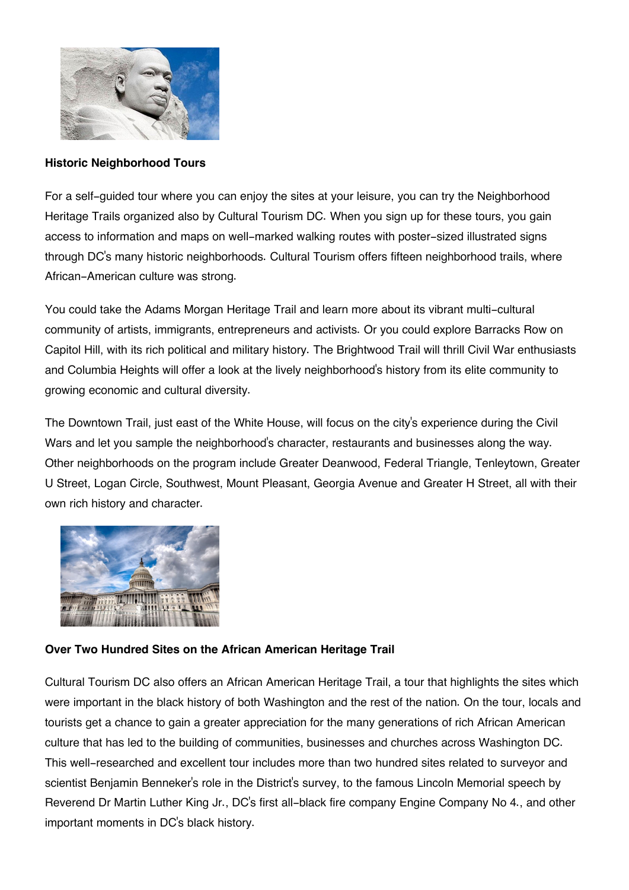**Historic Neighborhood Tours**

For a self-guided tour where you can enjoy the sites at your leisure, you can try the Neighborhood Heritage Trails organized also by Cultural Tourism DC. When you sign up for these tours, you gain access to information and maps on well-marked walking routes with poster-sized illustrated signs through DC's many historic neighborhoods. Cultural Tourism offers fifteen neighborhood trails, where African-American culture was strong.

You could take the Adams Morgan Heritage Trail and learn more about its vibrant multi-cultural community of artists, immigrants, entrepreneurs and activists. Or you could explore Barracks Row on Capitol Hill, with its rich political and military history. The Brightwood Trail will thrill Civil War enthusiasts and Columbia Heights will offer a look at the lively neighborhood's history from its elite community to growing economic and cultural diversity.

The Downtown Trail, just east of the White House, will focus on the city's experience during the Civil Wars and let you sample the neighborhood's character, restaurants and businesses along the way. Other neighborhoods on the program include Greater Deanwood, Federal Triangle, Tenleytown, Greater U Street, Logan Circle, Southwest, Mount Pleasant, Georgia Avenue and Greater H Street, all with their own rich history and character.

**Over Two Hundred Sites on the African American Heritage Trail**

Cultural Tourism DC also offers an African American Heritage Trail, a tour that highlights the sites which were important in the black history of both Washington and the rest of the nation. On the tour, locals and tourists get a chance to gain a greater appreciation for the many generations of rich African American culture that has led to the building of communities, businesses and churches across Washington DC. This well-researched and excellent tour includes more than two hundred sites related to surveyor and scientist Benjamin Benneker's role in the District's survey, to the famous Lincoln Memorial speech by Reverend Dr Martin Luther King Jr., DC's first all-black fire company Engine Company No 4., and other important moments in DC's black history.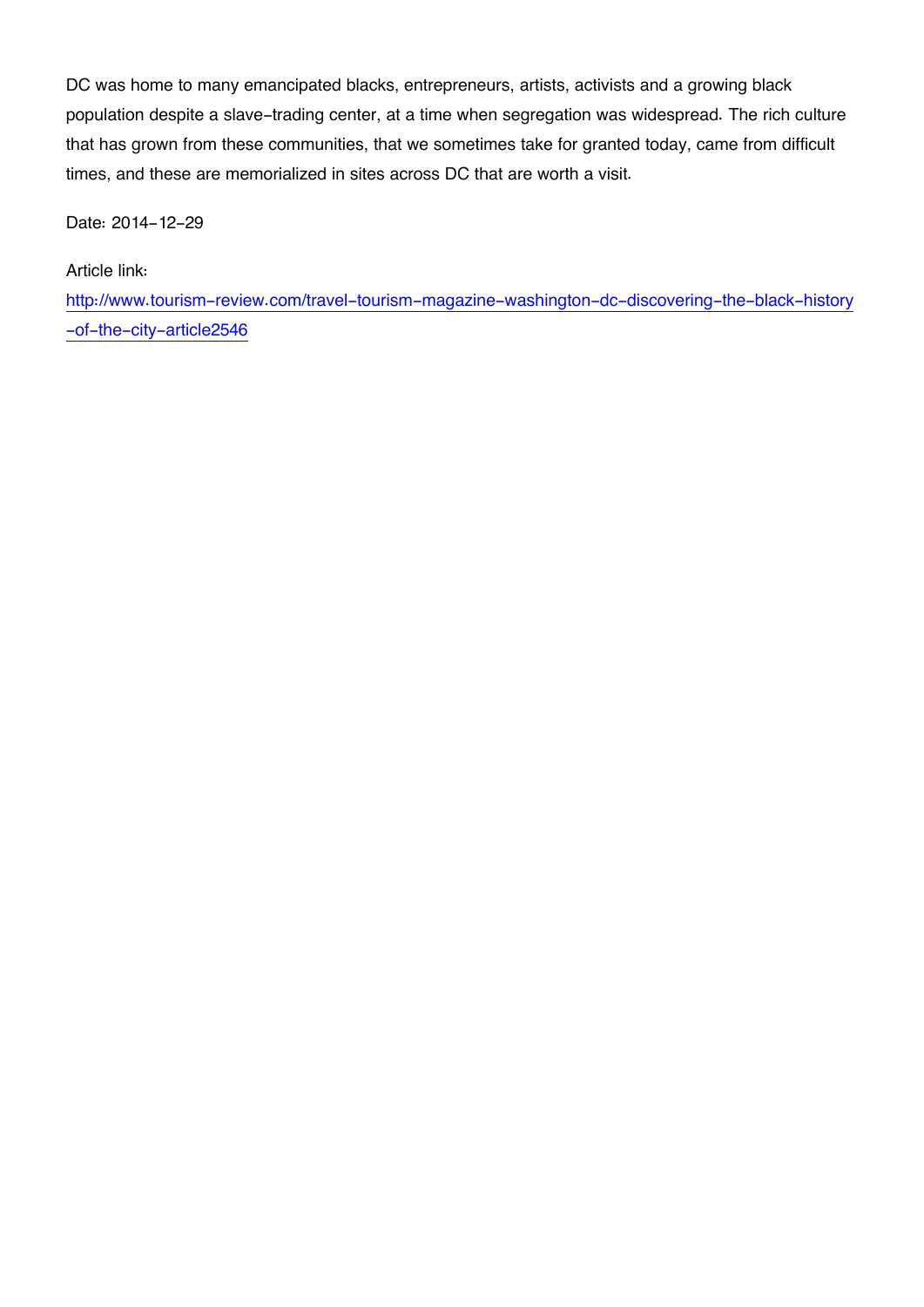DC was home to many emancipated blacks, entrepreneurs, artists, activists and a growing black population despite a slave-trading center, at a time when segregation was widespread. The rich culture that has grown from these communities, that we sometimes take for granted today, came from difficult times, and these are memorialized in sites across DC that are worth a visit.

Date: 2014-12-29

Article link:
[http://www.tourism-review.com/travel-tourism-magazine-washington-dc-discovering-the-black-history-of-the-city-article2546](http://www.tourism-review.com/travel-tourism-magazine-washington-dc-discovering-the-black-history-of-the-city-article2546)